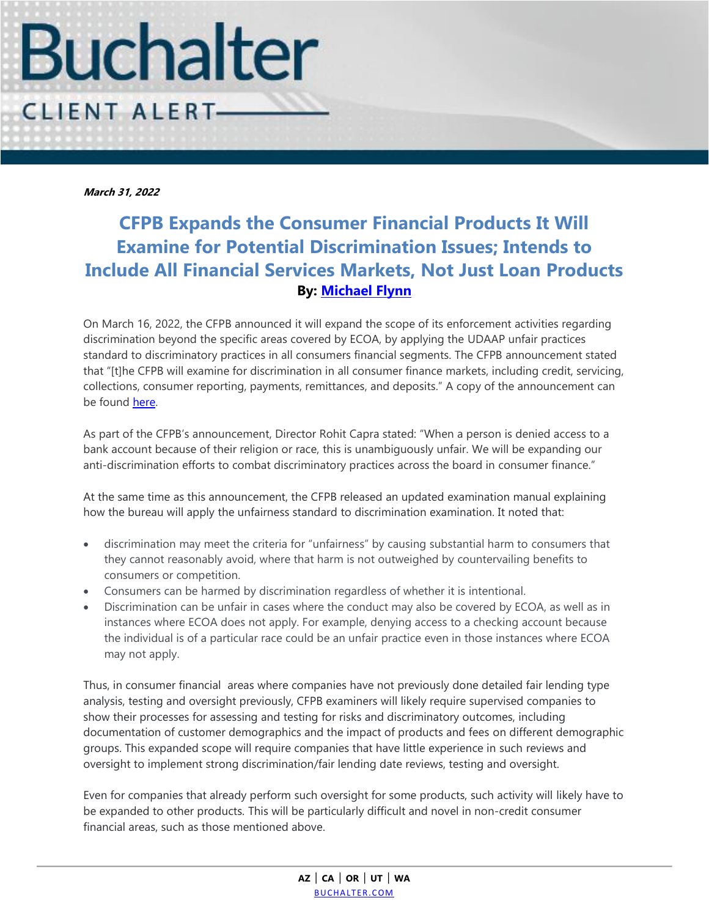# Buchalter

CLIENT ALERT

***March 31, 2022***

## CFPB Expands the Consumer Financial Products It Will Examine for Potential Discrimination Issues; Intends to Include All Financial Services Markets, Not Just Loan Products

**By: Michael Flynn**

On March 16, 2022, the CFPB announced it will expand the scope of its enforcement activities regarding discrimination beyond the specific areas covered by ECOA, by applying the UDAAP unfair practices standard to discriminatory practices in all consumers financial segments. The CFPB announcement stated that "[t]he CFPB will examine for discrimination in all consumer finance markets, including credit, servicing, collections, consumer reporting, payments, remittances, and deposits." A copy of the announcement can be found here.

As part of the CFPB's announcement, Director Rohit Capra stated: "When a person is denied access to a bank account because of their religion or race, this is unambiguously unfair. We will be expanding our anti-discrimination efforts to combat discriminatory practices across the board in consumer finance."

At the same time as this announcement, the CFPB released an updated examination manual explaining how the bureau will apply the unfairness standard to discrimination examination. It noted that:

- discrimination may meet the criteria for "unfairness" by causing substantial harm to consumers that they cannot reasonably avoid, where that harm is not outweighed by countervailing benefits to consumers or competition.
- Consumers can be harmed by discrimination regardless of whether it is intentional.
- Discrimination can be unfair in cases where the conduct may also be covered by ECOA, as well as in instances where ECOA does not apply. For example, denying access to a checking account because the individual is of a particular race could be an unfair practice even in those instances where ECOA may not apply.

Thus, in consumer financial areas where companies have not previously done detailed fair lending type analysis, testing and oversight previously, CFPB examiners will likely require supervised companies to show their processes for assessing and testing for risks and discriminatory outcomes, including documentation of customer demographics and the impact of products and fees on different demographic groups. This expanded scope will require companies that have little experience in such reviews and oversight to implement strong discrimination/fair lending date reviews, testing and oversight.

Even for companies that already perform such oversight for some products, such activity will likely have to be expanded to other products. This will be particularly difficult and novel in non-credit consumer financial areas, such as those mentioned above.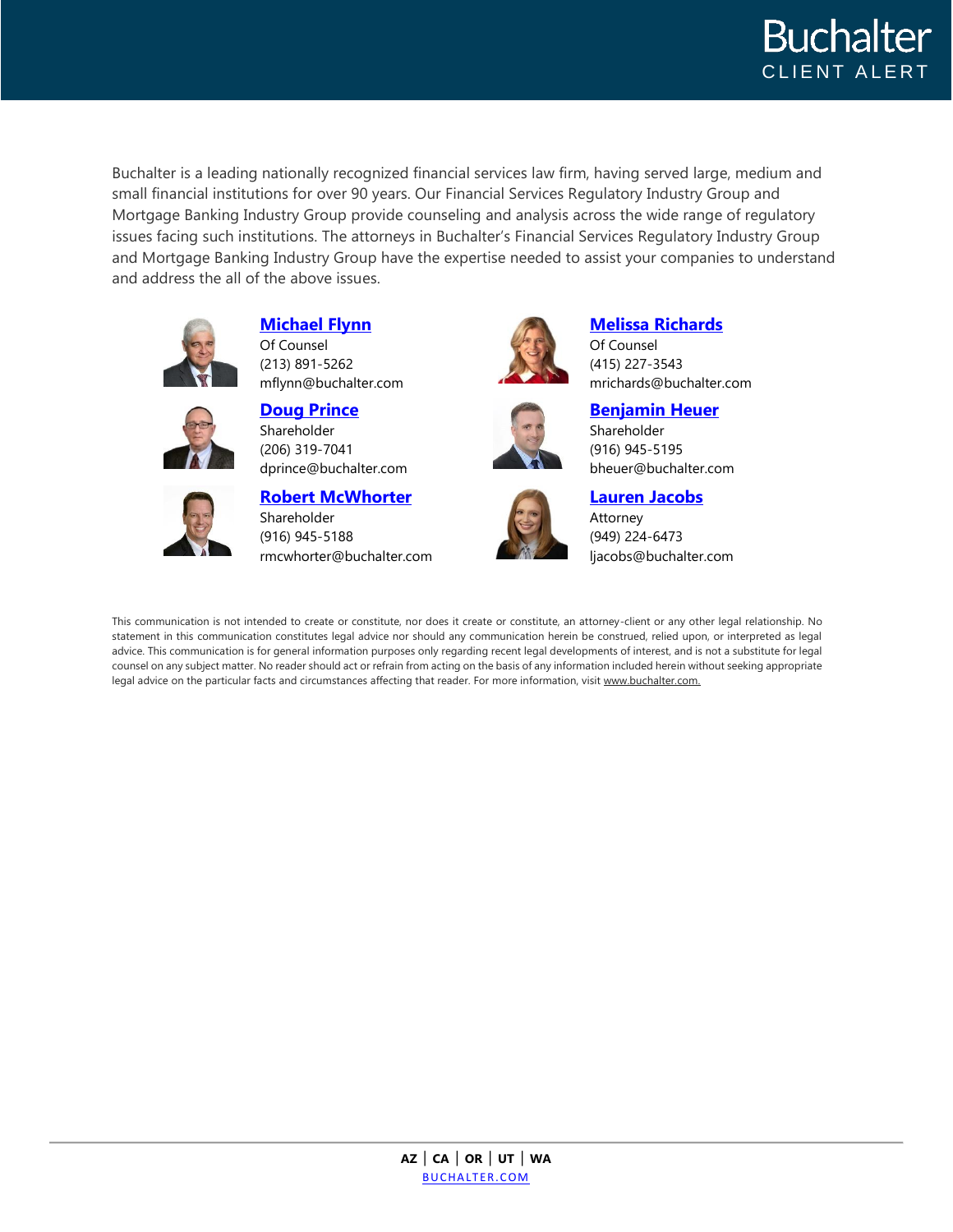Buchalter is a leading nationally recognized financial services law firm, having served large, medium and small financial institutions for over 90 years. Our Financial Services Regulatory Industry Group and Mortgage Banking Industry Group provide counseling and analysis across the wide range of regulatory issues facing such institutions. The attorneys in Buchalter's Financial Services Regulatory Industry Group and Mortgage Banking Industry Group have the expertise needed to assist your companies to understand and address the all of the above issues.

**Michael Flynn**
Of Counsel
(213) 891-5262
mflynn@buchalter.com

**Melissa Richards**
Of Counsel
(415) 227-3543
mrichards@buchalter.com

**Doug Prince**
Shareholder
(206) 319-7041
dprince@buchalter.com

**Benjamin Heuer**
Shareholder
(916) 945-5195
bheuer@buchalter.com

**Robert McWhorter**
Shareholder
(916) 945-5188
rmcwhorter@buchalter.com

**Lauren Jacobs**
Attorney
(949) 224-6473
ljacobs@buchalter.com

This communication is not intended to create or constitute, nor does it create or constitute, an attorney-client or any other legal relationship. No statement in this communication constitutes legal advice nor should any communication herein be construed, relied upon, or interpreted as legal advice. This communication is for general information purposes only regarding recent legal developments of interest, and is not a substitute for legal counsel on any subject matter. No reader should act or refrain from acting on the basis of any information included herein without seeking appropriate legal advice on the particular facts and circumstances affecting that reader. For more information, visit www.buchalter.com.